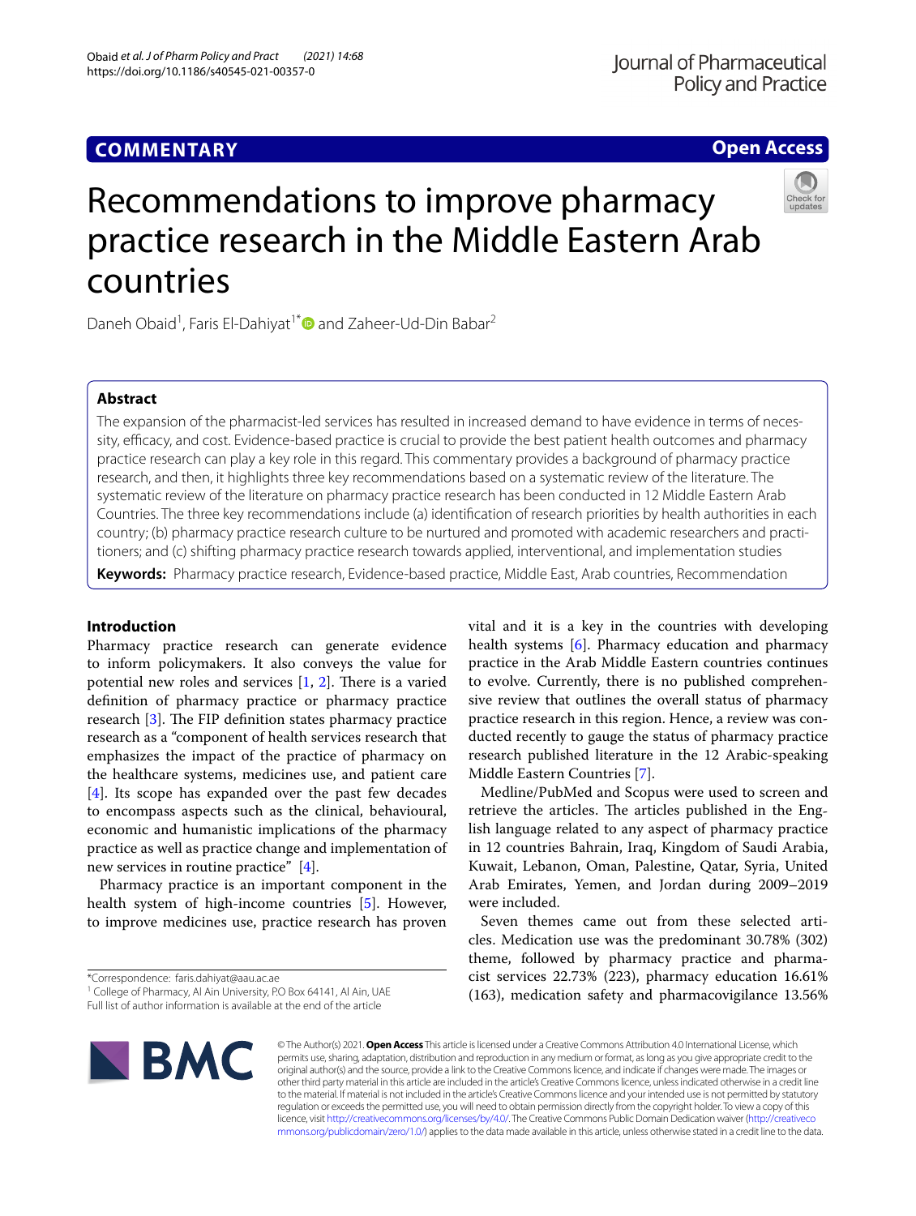**COMMENTARY** **Open Access**

# Recommendations to improve pharmacy practice research in the Middle Eastern Arab countries

Daneh Obaid[1], Faris El-Dahiyat[1*] and Zaheer-Ud-Din Babar[2]

## Abstract

The expansion of the pharmacist-led services has resulted in increased demand to have evidence in terms of necessity, efficacy, and cost. Evidence-based practice is crucial to provide the best patient health outcomes and pharmacy practice research can play a key role in this regard. This commentary provides a background of pharmacy practice research, and then, it highlights three key recommendations based on a systematic review of the literature. The systematic review of the literature on pharmacy practice research has been conducted in 12 Middle Eastern Arab Countries. The three key recommendations include (a) identification of research priorities by health authorities in each country; (b) pharmacy practice research culture to be nurtured and promoted with academic researchers and practitioners; and (c) shifting pharmacy practice research towards applied, interventional, and implementation studies

**Keywords:** Pharmacy practice research, Evidence-based practice, Middle East, Arab countries, Recommendation

## Introduction

Pharmacy practice research can generate evidence to inform policymakers. It also conveys the value for potential new roles and services [1, 2]. There is a varied definition of pharmacy practice or pharmacy practice research [3]. The FIP definition states pharmacy practice research as a "component of health services research that emphasizes the impact of the practice of pharmacy on the healthcare systems, medicines use, and patient care [4]. Its scope has expanded over the past few decades to encompass aspects such as the clinical, behavioural, economic and humanistic implications of the pharmacy practice as well as practice change and implementation of new services in routine practice" [4].

Pharmacy practice is an important component in the health system of high-income countries [5]. However, to improve medicines use, practice research has proven vital and it is a key in the countries with developing health systems [6]. Pharmacy education and pharmacy practice in the Arab Middle Eastern countries continues to evolve. Currently, there is no published comprehensive review that outlines the overall status of pharmacy practice research in this region. Hence, a review was conducted recently to gauge the status of pharmacy practice research published literature in the 12 Arabic-speaking Middle Eastern Countries [7].

Medline/PubMed and Scopus were used to screen and retrieve the articles. The articles published in the English language related to any aspect of pharmacy practice in 12 countries Bahrain, Iraq, Kingdom of Saudi Arabia, Kuwait, Lebanon, Oman, Palestine, Qatar, Syria, United Arab Emirates, Yemen, and Jordan during 2009–2019 were included.

Seven themes came out from these selected articles. Medication use was the predominant 30.78% (302) theme, followed by pharmacy practice and pharmacist services 22.73% (223), pharmacy education 16.61% (163), medication safety and pharmacovigilance 13.56%

*Correspondence: faris.dahiyat@aau.ac.ae
[1] College of Pharmacy, Al Ain University, P.O Box 64141, Al Ain, UAE
Full list of author information is available at the end of the article

© The Author(s) 2021. **Open Access** This article is licensed under a Creative Commons Attribution 4.0 International License, which permits use, sharing, adaptation, distribution and reproduction in any medium or format, as long as you give appropriate credit to the original author(s) and the source, provide a link to the Creative Commons licence, and indicate if changes were made. The images or other third party material in this article are included in the article's Creative Commons licence, unless indicated otherwise in a credit line to the material. If material is not included in the article's Creative Commons licence and your intended use is not permitted by statutory regulation or exceeds the permitted use, you will need to obtain permission directly from the copyright holder. To view a copy of this licence, visit http://creativecommons.org/licenses/by/4.0/. The Creative Commons Public Domain Dedication waiver (http://creativecommons.org/publicdomain/zero/1.0/) applies to the data made available in this article, unless otherwise stated in a credit line to the data.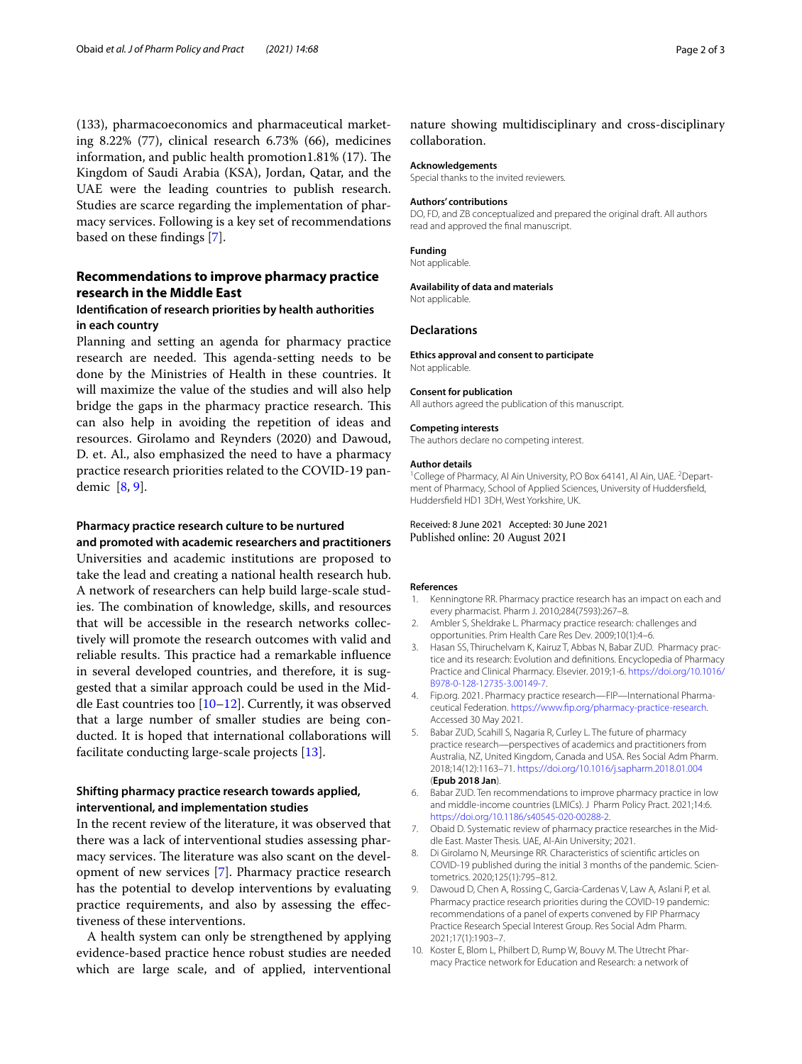(133), pharmacoeconomics and pharmaceutical marketing 8.22% (77), clinical research 6.73% (66), medicines information, and public health promotion1.81% (17). The Kingdom of Saudi Arabia (KSA), Jordan, Qatar, and the UAE were the leading countries to publish research. Studies are scarce regarding the implementation of pharmacy services. Following is a key set of recommendations based on these findings [7].

## Recommendations to improve pharmacy practice research in the Middle East

### Identification of research priorities by health authorities in each country

Planning and setting an agenda for pharmacy practice research are needed. This agenda-setting needs to be done by the Ministries of Health in these countries. It will maximize the value of the studies and will also help bridge the gaps in the pharmacy practice research. This can also help in avoiding the repetition of ideas and resources. Girolamo and Reynders (2020) and Dawoud, D. et. Al., also emphasized the need to have a pharmacy practice research priorities related to the COVID-19 pandemic [8, 9].

### Pharmacy practice research culture to be nurtured and promoted with academic researchers and practitioners

Universities and academic institutions are proposed to take the lead and creating a national health research hub. A network of researchers can help build large-scale studies. The combination of knowledge, skills, and resources that will be accessible in the research networks collectively will promote the research outcomes with valid and reliable results. This practice had a remarkable influence in several developed countries, and therefore, it is suggested that a similar approach could be used in the Middle East countries too [10–12]. Currently, it was observed that a large number of smaller studies are being conducted. It is hoped that international collaborations will facilitate conducting large-scale projects [13].

### Shifting pharmacy practice research towards applied, interventional, and implementation studies

In the recent review of the literature, it was observed that there was a lack of interventional studies assessing pharmacy services. The literature was also scant on the development of new services [7]. Pharmacy practice research has the potential to develop interventions by evaluating practice requirements, and also by assessing the effectiveness of these interventions.

A health system can only be strengthened by applying evidence-based practice hence robust studies are needed which are large scale, and of applied, interventional nature showing multidisciplinary and cross-disciplinary collaboration.

**Acknowledgements**
Special thanks to the invited reviewers.

**Authors' contributions**
DO, FD, and ZB conceptualized and prepared the original draft. All authors read and approved the final manuscript.

**Funding**
Not applicable.

**Availability of data and materials**
Not applicable.

## Declarations

**Ethics approval and consent to participate**
Not applicable.

**Consent for publication**
All authors agreed the publication of this manuscript.

**Competing interests**
The authors declare no competing interest.

**Author details**
[1]College of Pharmacy, Al Ain University, P.O Box 64141, Al Ain, UAE. [2]Department of Pharmacy, School of Applied Sciences, University of Huddersfield, Huddersfield HD1 3DH, West Yorkshire, UK.

Received: 8 June 2021 Accepted: 30 June 2021
Published online: 20 August 2021

**References**

1. Kenningtone RR. Pharmacy practice research has an impact on each and every pharmacist. Pharm J. 2010;284(7593):267–8.
2. Ambler S, Sheldrake L. Pharmacy practice research: challenges and opportunities. Prim Health Care Res Dev. 2009;10(1):4–6.
3. Hasan SS, Thiruchelvam K, Kairuz T, Abbas N, Babar ZUD. Pharmacy practice and its research: Evolution and definitions. Encyclopedia of Pharmacy Practice and Clinical Pharmacy. Elsevier. 2019;1-6. https://doi.org/10.1016/B978-0-128-12735-3.00149-7.
4. Fip.org. 2021. Pharmacy practice research—FIP—International Pharmaceutical Federation. https://www.fip.org/pharmacy-practice-research. Accessed 30 May 2021.
5. Babar ZUD, Scahill S, Nagaria R, Curley L. The future of pharmacy practice research—perspectives of academics and practitioners from Australia, NZ, United Kingdom, Canada and USA. Res Social Adm Pharm. 2018;14(12):1163–71. https://doi.org/10.1016/j.sapharm.2018.01.004 (**Epub 2018 Jan**).
6. Babar ZUD. Ten recommendations to improve pharmacy practice in low and middle-income countries (LMICs). J Pharm Policy Pract. 2021;14:6. https://doi.org/10.1186/s40545-020-00288-2.
7. Obaid D. Systematic review of pharmacy practice researches in the Middle East. Master Thesis. UAE, Al-Ain University; 2021.
8. Di Girolamo N, Meursinge RR. Characteristics of scientific articles on COVID-19 published during the initial 3 months of the pandemic. Scientometrics. 2020;125(1):795–812.
9. Dawoud D, Chen A, Rossing C, Garcia-Cardenas V, Law A, Aslani P, et al. Pharmacy practice research priorities during the COVID-19 pandemic: recommendations of a panel of experts convened by FIP Pharmacy Practice Research Special Interest Group. Res Social Adm Pharm. 2021;17(1):1903–7.
10. Koster E, Blom L, Philbert D, Rump W, Bouvy M. The Utrecht Pharmacy Practice network for Education and Research: a network of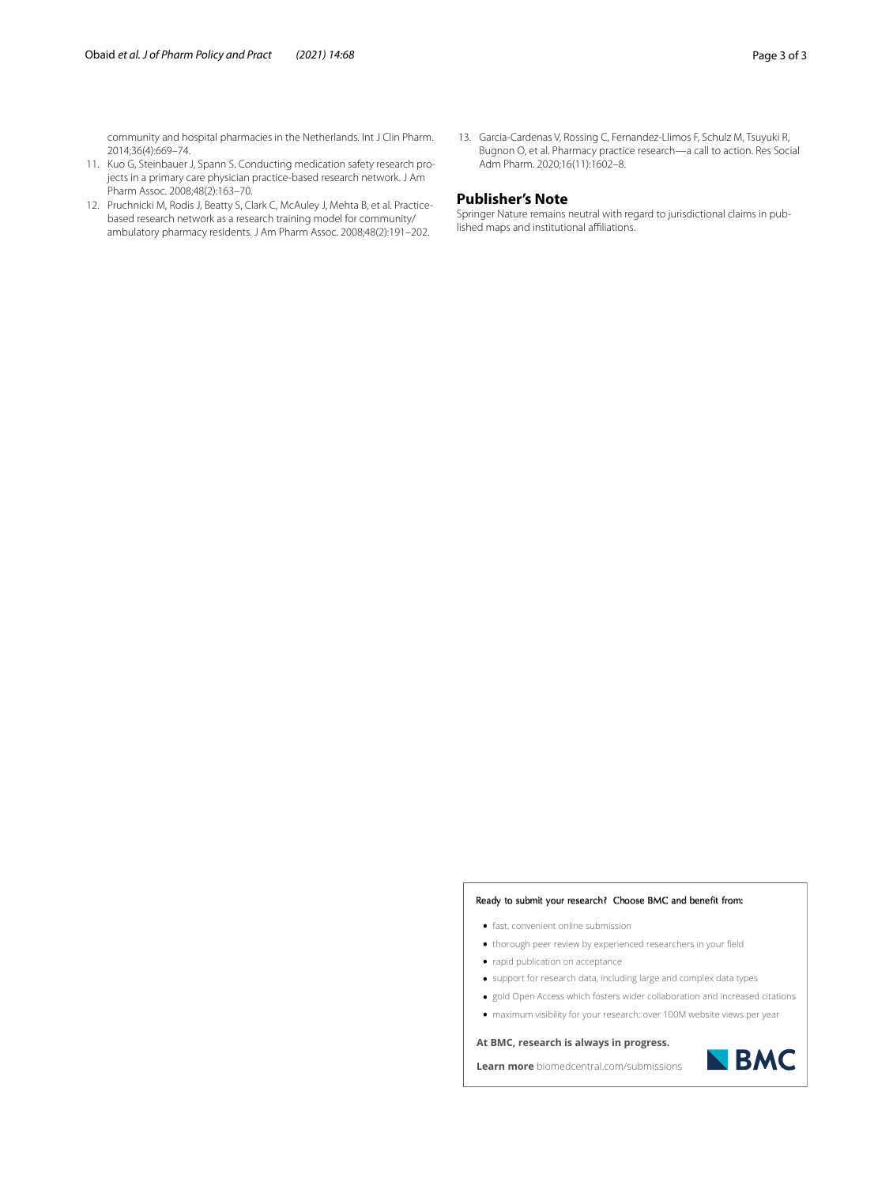community and hospital pharmacies in the Netherlands. Int J Clin Pharm. 2014;36(4):669–74.

11. Kuo G, Steinbauer J, Spann S. Conducting medication safety research projects in a primary care physician practice-based research network. J Am Pharm Assoc. 2008;48(2):163–70.
12. Pruchnicki M, Rodis J, Beatty S, Clark C, McAuley J, Mehta B, et al. Practice-based research network as a research training model for community/ambulatory pharmacy residents. J Am Pharm Assoc. 2008;48(2):191–202.
13. Garcia-Cardenas V, Rossing C, Fernandez-Llimos F, Schulz M, Tsuyuki R, Bugnon O, et al. Pharmacy practice research—a call to action. Res Social Adm Pharm. 2020;16(11):1602–8.

## Publisher's Note

Springer Nature remains neutral with regard to jurisdictional claims in published maps and institutional affiliations.

Ready to submit your research? Choose BMC and benefit from:

- fast, convenient online submission
- thorough peer review by experienced researchers in your field
- rapid publication on acceptance
- support for research data, including large and complex data types
- gold Open Access which fosters wider collaboration and increased citations
- maximum visibility for your research: over 100M website views per year

**At BMC, research is always in progress.**

**Learn more** biomedcentral.com/submissions

BMC